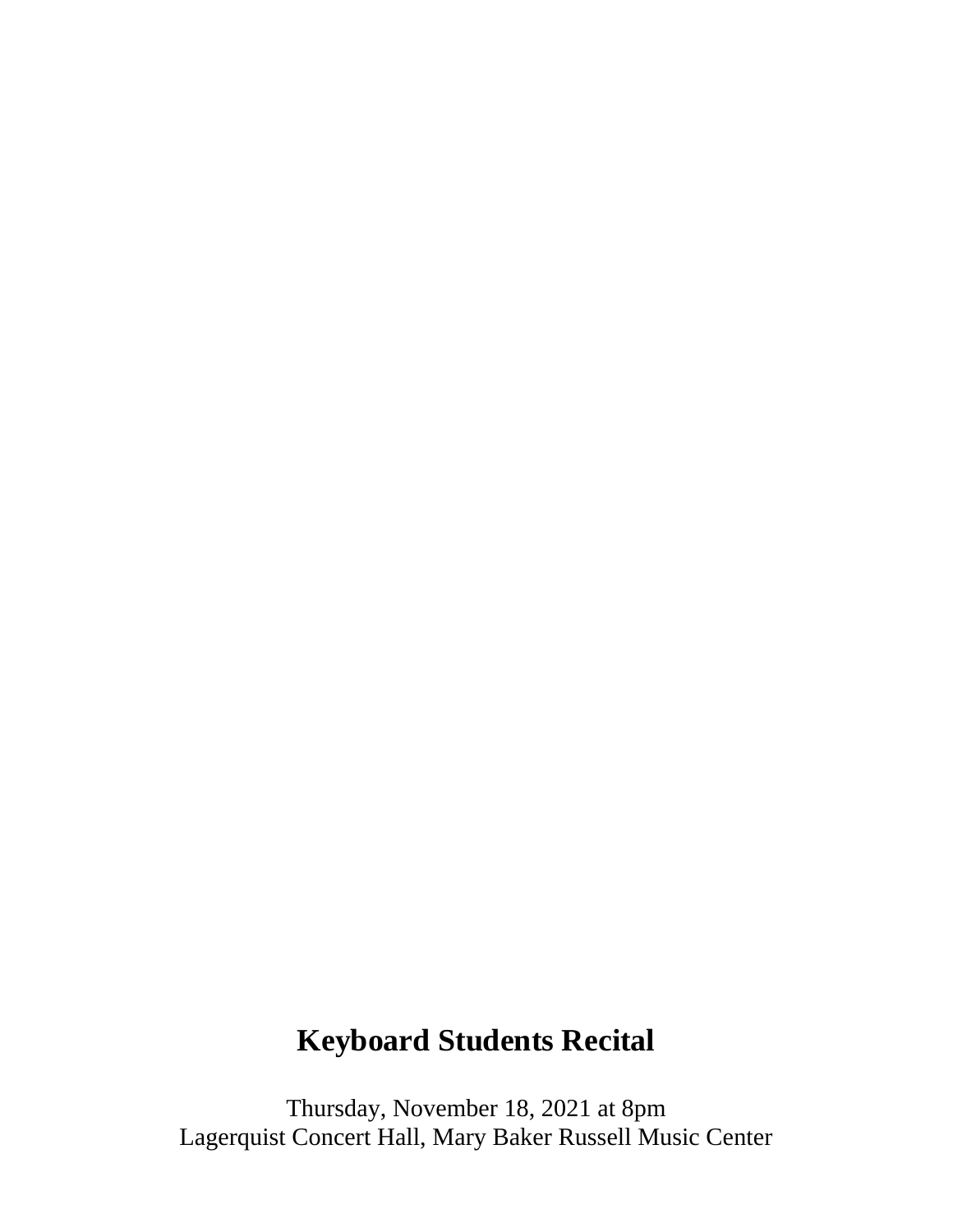# Keyboard Students Recital

Thursday, November 18, 2021 at 8pm
Lagerquist Concert Hall, Mary Baker Russell Music Center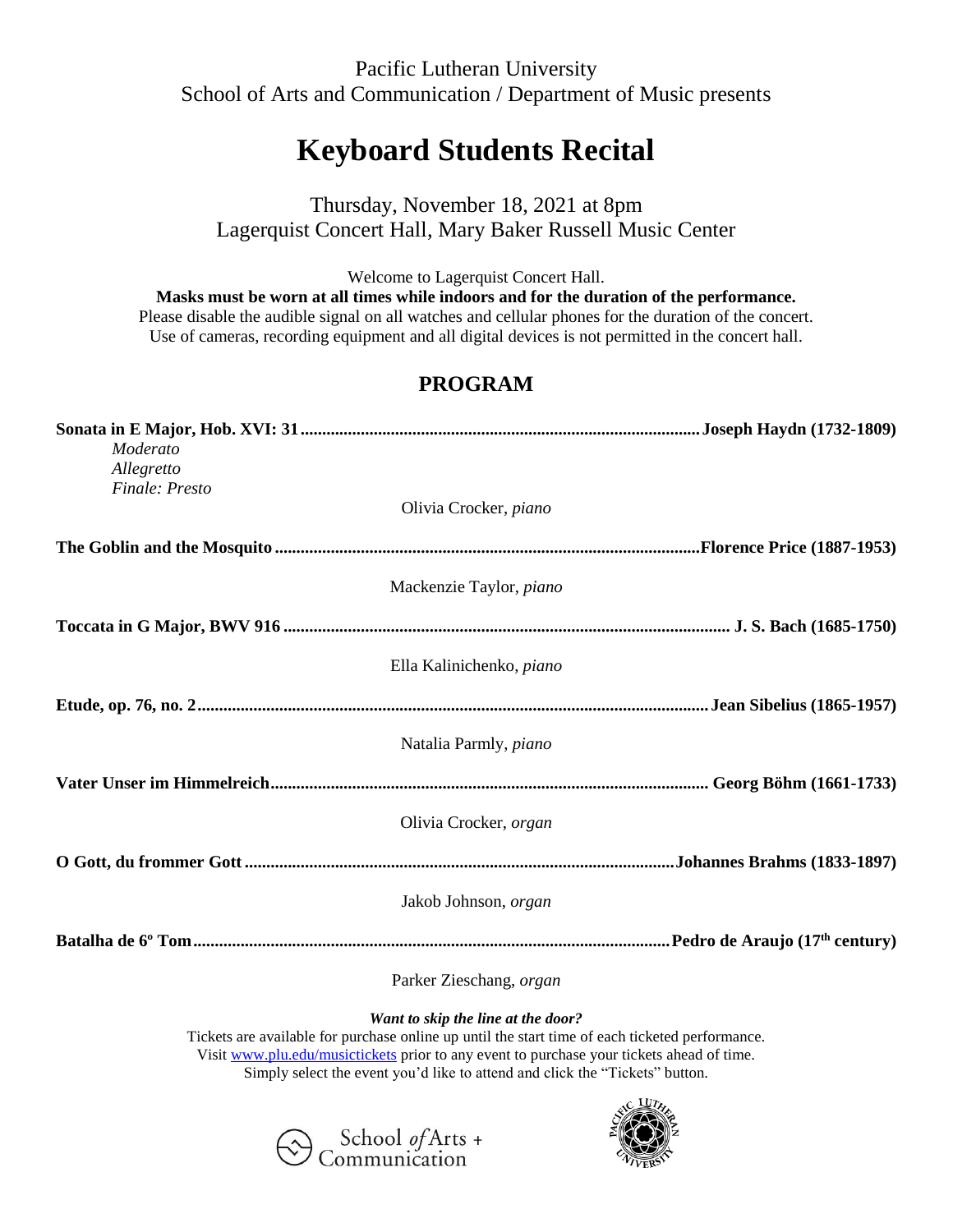Pacific Lutheran University
School of Arts and Communication / Department of Music presents

# Keyboard Students Recital

Thursday, November 18, 2021 at 8pm
Lagerquist Concert Hall, Mary Baker Russell Music Center

Welcome to Lagerquist Concert Hall.
**Masks must be worn at all times while indoors and for the duration of the performance.**
Please disable the audible signal on all watches and cellular phones for the duration of the concert.
Use of cameras, recording equipment and all digital devices is not permitted in the concert hall.

## PROGRAM

**Sonata in E Major, Hob. XVI: 31 ........ Joseph Haydn (1732-1809)**
*Moderato*
*Allegretto*
*Finale: Presto*

Olivia Crocker, *piano*

**The Goblin and the Mosquito ........ Florence Price (1887-1953)**

Mackenzie Taylor, *piano*

**Toccata in G Major, BWV 916 ........ J. S. Bach (1685-1750)**

Ella Kalinichenko, *piano*

**Etude, op. 76, no. 2 ........ Jean Sibelius (1865-1957)**

Natalia Parmly, *piano*

**Vater Unser im Himmelreich ........ Georg Böhm (1661-1733)**

Olivia Crocker, *organ*

**O Gott, du frommer Gott ........ Johannes Brahms (1833-1897)**

Jakob Johnson, *organ*

**Batalha de 6º Tom ........ Pedro de Araujo (17th century)**

Parker Zieschang, *organ*

***Want to skip the line at the door?***
Tickets are available for purchase online up until the start time of each ticketed performance.
Visit www.plu.edu/musictickets prior to any event to purchase your tickets ahead of time.
Simply select the event you'd like to attend and click the "Tickets" button.

School *of* Arts + Communication

PACIFIC LUTHERAN UNIVERSITY